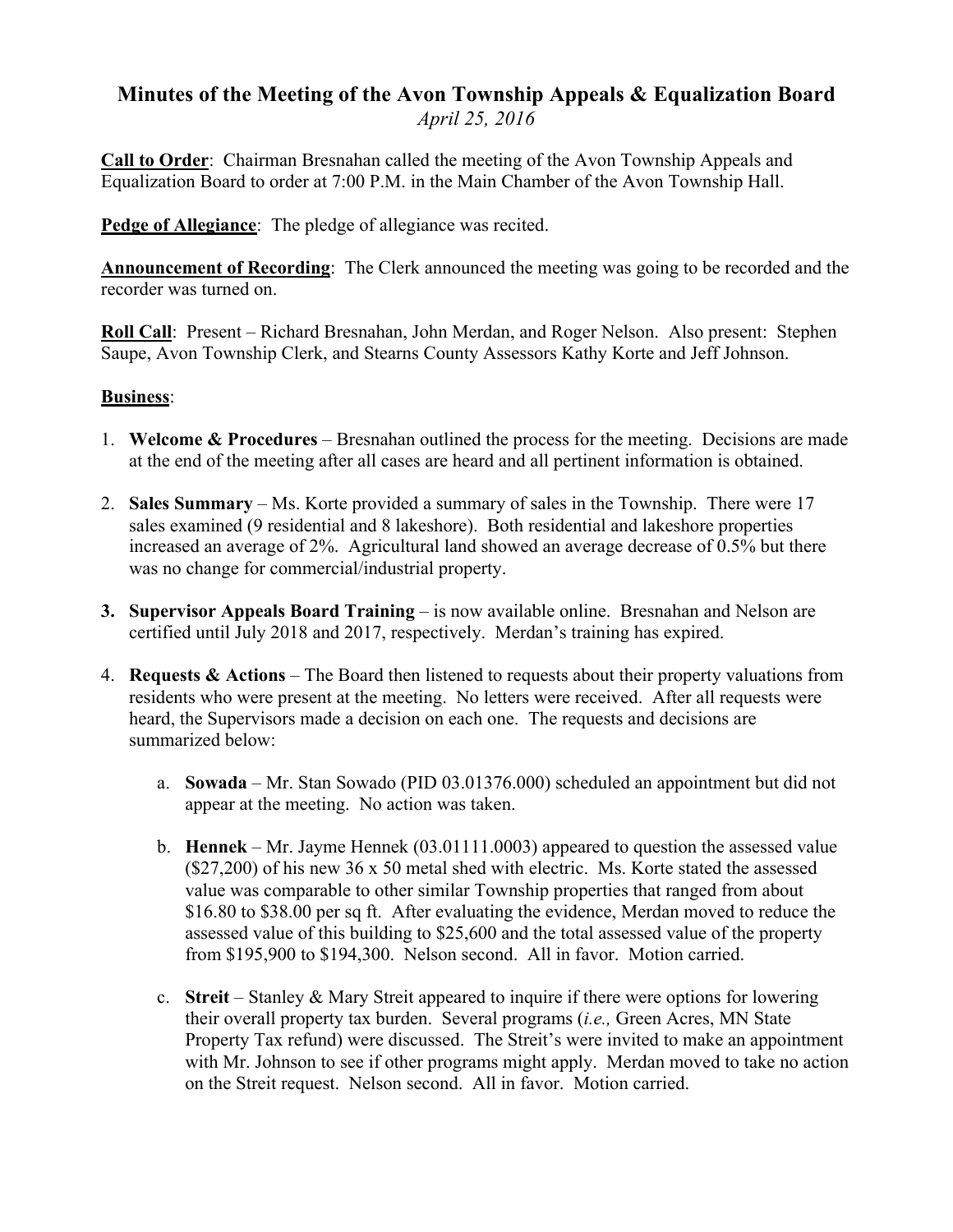# Minutes of the Meeting of the Avon Township Appeals & Equalization Board

*April 25, 2016*

**Call to Order**: Chairman Bresnahan called the meeting of the Avon Township Appeals and Equalization Board to order at 7:00 P.M. in the Main Chamber of the Avon Township Hall.

**Pedge of Allegiance**: The pledge of allegiance was recited.

**Announcement of Recording**: The Clerk announced the meeting was going to be recorded and the recorder was turned on.

**Roll Call**: Present – Richard Bresnahan, John Merdan, and Roger Nelson. Also present: Stephen Saupe, Avon Township Clerk, and Stearns County Assessors Kathy Korte and Jeff Johnson.

**Business**:

1. **Welcome & Procedures** – Bresnahan outlined the process for the meeting. Decisions are made at the end of the meeting after all cases are heard and all pertinent information is obtained.

2. **Sales Summary** – Ms. Korte provided a summary of sales in the Township. There were 17 sales examined (9 residential and 8 lakeshore). Both residential and lakeshore properties increased an average of 2%. Agricultural land showed an average decrease of 0.5% but there was no change for commercial/industrial property.

3. **Supervisor Appeals Board Training** – is now available online. Bresnahan and Nelson are certified until July 2018 and 2017, respectively. Merdan's training has expired.

4. **Requests & Actions** – The Board then listened to requests about their property valuations from residents who were present at the meeting. No letters were received. After all requests were heard, the Supervisors made a decision on each one. The requests and decisions are summarized below:

   a. **Sowada** – Mr. Stan Sowado (PID 03.01376.000) scheduled an appointment but did not appear at the meeting. No action was taken.

   b. **Hennek** – Mr. Jayme Hennek (03.01111.0003) appeared to question the assessed value ($27,200) of his new 36 x 50 metal shed with electric. Ms. Korte stated the assessed value was comparable to other similar Township properties that ranged from about $16.80 to $38.00 per sq ft. After evaluating the evidence, Merdan moved to reduce the assessed value of this building to $25,600 and the total assessed value of the property from $195,900 to $194,300. Nelson second. All in favor. Motion carried.

   c. **Streit** – Stanley & Mary Streit appeared to inquire if there were options for lowering their overall property tax burden. Several programs (*i.e.,* Green Acres, MN State Property Tax refund) were discussed. The Streit's were invited to make an appointment with Mr. Johnson to see if other programs might apply. Merdan moved to take no action on the Streit request. Nelson second. All in favor. Motion carried.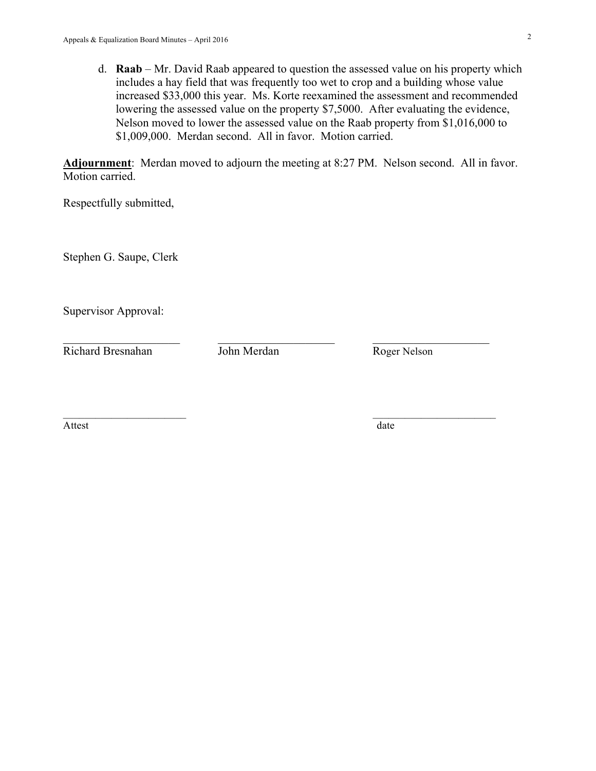d. **Raab** – Mr. David Raab appeared to question the assessed value on his property which includes a hay field that was frequently too wet to crop and a building whose value increased $33,000 this year. Ms. Korte reexamined the assessment and recommended lowering the assessed value on the property $7,5000. After evaluating the evidence, Nelson moved to lower the assessed value on the Raab property from $1,016,000 to $1,009,000. Merdan second. All in favor. Motion carried.

**Adjournment**: Merdan moved to adjourn the meeting at 8:27 PM. Nelson second. All in favor. Motion carried.

Respectfully submitted,

Stephen G. Saupe, Clerk

Supervisor Approval:

| | | |
|---|---|---|
| ____________________ | ____________________ | ____________________ |
| Richard Bresnahan | John Merdan | Roger Nelson |

| | |
|---|---|
| ____________________ | ____________________ |
| Attest | date |